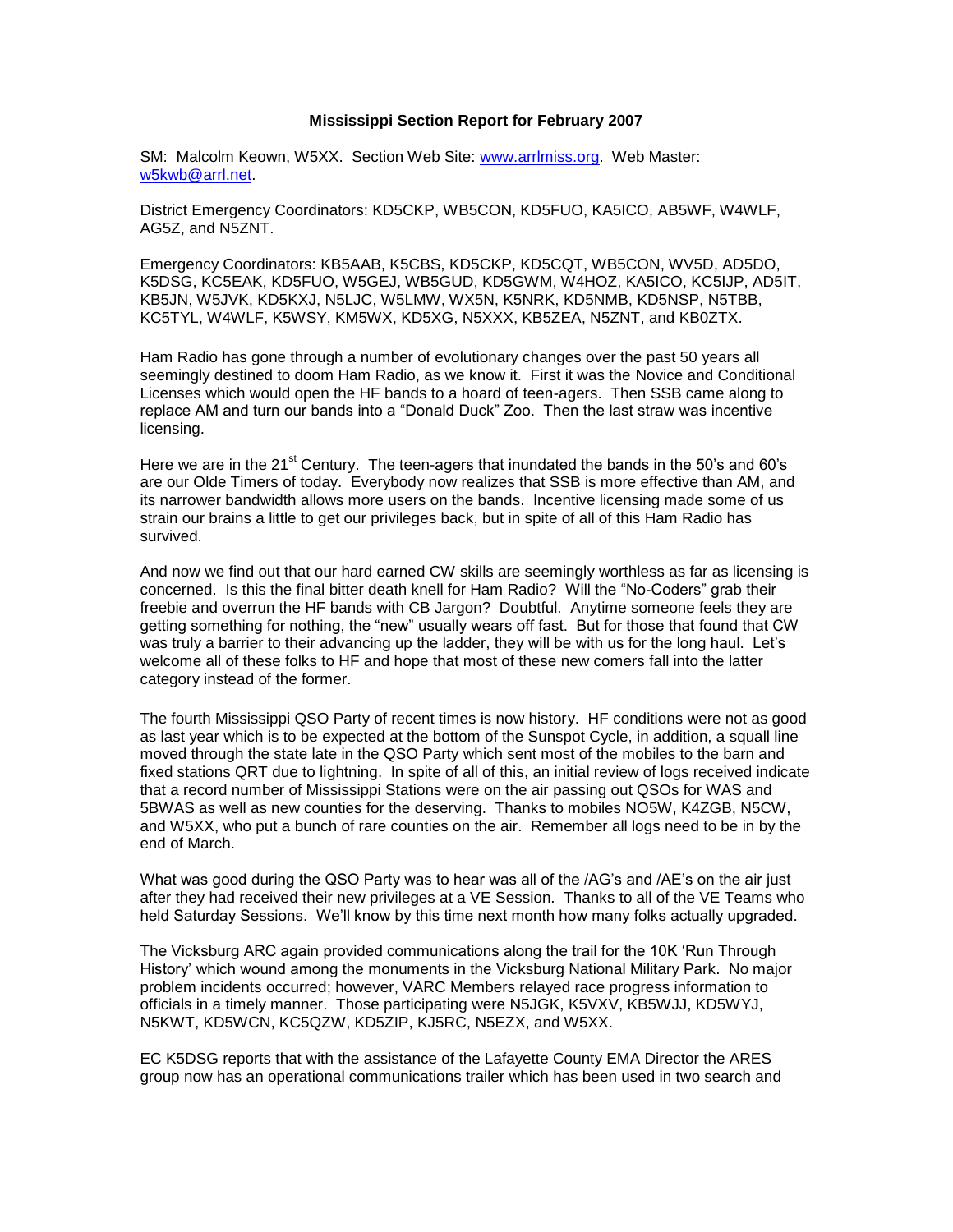**Mississippi Section Report for February 2007**

SM: Malcolm Keown, W5XX. Section Web Site: www.arrlmiss.org. Web Master: w5kwb@arrl.net.

District Emergency Coordinators: KD5CKP, WB5CON, KD5FUO, KA5ICO, AB5WF, W4WLF, AG5Z, and N5ZNT.

Emergency Coordinators: KB5AAB, K5CBS, KD5CKP, KD5CQT, WB5CON, WV5D, AD5DO, K5DSG, KC5EAK, KD5FUO, W5GEJ, WB5GUD, KD5GWM, W4HOZ, KA5ICO, KC5IJP, AD5IT, KB5JN, W5JVK, KD5KXJ, N5LJC, W5LMW, WX5N, K5NRK, KD5NMB, KD5NSP, N5TBB, KC5TYL, W4WLF, K5WSY, KM5WX, KD5XG, N5XXX, KB5ZEA, N5ZNT, and KB0ZTX.

Ham Radio has gone through a number of evolutionary changes over the past 50 years all seemingly destined to doom Ham Radio, as we know it. First it was the Novice and Conditional Licenses which would open the HF bands to a hoard of teen-agers. Then SSB came along to replace AM and turn our bands into a "Donald Duck" Zoo. Then the last straw was incentive licensing.

Here we are in the 21st Century. The teen-agers that inundated the bands in the 50's and 60's are our Olde Timers of today. Everybody now realizes that SSB is more effective than AM, and its narrower bandwidth allows more users on the bands. Incentive licensing made some of us strain our brains a little to get our privileges back, but in spite of all of this Ham Radio has survived.

And now we find out that our hard earned CW skills are seemingly worthless as far as licensing is concerned. Is this the final bitter death knell for Ham Radio? Will the "No-Coders" grab their freebie and overrun the HF bands with CB Jargon? Doubtful. Anytime someone feels they are getting something for nothing, the "new" usually wears off fast. But for those that found that CW was truly a barrier to their advancing up the ladder, they will be with us for the long haul. Let's welcome all of these folks to HF and hope that most of these new comers fall into the latter category instead of the former.

The fourth Mississippi QSO Party of recent times is now history. HF conditions were not as good as last year which is to be expected at the bottom of the Sunspot Cycle, in addition, a squall line moved through the state late in the QSO Party which sent most of the mobiles to the barn and fixed stations QRT due to lightning. In spite of all of this, an initial review of logs received indicate that a record number of Mississippi Stations were on the air passing out QSOs for WAS and 5BWAS as well as new counties for the deserving. Thanks to mobiles NO5W, K4ZGB, N5CW, and W5XX, who put a bunch of rare counties on the air. Remember all logs need to be in by the end of March.

What was good during the QSO Party was to hear was all of the /AG's and /AE's on the air just after they had received their new privileges at a VE Session. Thanks to all of the VE Teams who held Saturday Sessions. We'll know by this time next month how many folks actually upgraded.

The Vicksburg ARC again provided communications along the trail for the 10K 'Run Through History' which wound among the monuments in the Vicksburg National Military Park. No major problem incidents occurred; however, VARC Members relayed race progress information to officials in a timely manner. Those participating were N5JGK, K5VXV, KB5WJJ, KD5WYJ, N5KWT, KD5WCN, KC5QZW, KD5ZIP, KJ5RC, N5EZX, and W5XX.

EC K5DSG reports that with the assistance of the Lafayette County EMA Director the ARES group now has an operational communications trailer which has been used in two search and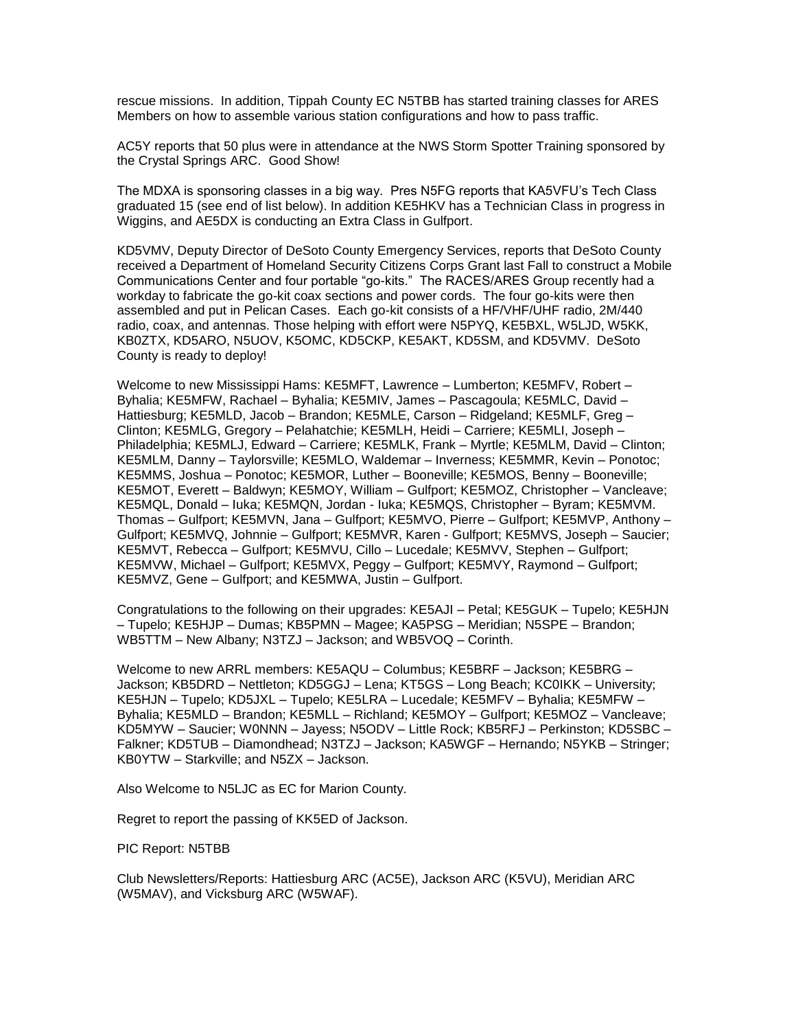rescue missions. In addition, Tippah County EC N5TBB has started training classes for ARES Members on how to assemble various station configurations and how to pass traffic.

AC5Y reports that 50 plus were in attendance at the NWS Storm Spotter Training sponsored by the Crystal Springs ARC. Good Show!

The MDXA is sponsoring classes in a big way. Pres N5FG reports that KA5VFU's Tech Class graduated 15 (see end of list below). In addition KE5HKV has a Technician Class in progress in Wiggins, and AE5DX is conducting an Extra Class in Gulfport.

KD5VMV, Deputy Director of DeSoto County Emergency Services, reports that DeSoto County received a Department of Homeland Security Citizens Corps Grant last Fall to construct a Mobile Communications Center and four portable "go-kits." The RACES/ARES Group recently had a workday to fabricate the go-kit coax sections and power cords. The four go-kits were then assembled and put in Pelican Cases. Each go-kit consists of a HF/VHF/UHF radio, 2M/440 radio, coax, and antennas. Those helping with effort were N5PYQ, KE5BXL, W5LJD, W5KK, KB0ZTX, KD5ARO, N5UOV, K5OMC, KD5CKP, KE5AKT, KD5SM, and KD5VMV. DeSoto County is ready to deploy!

Welcome to new Mississippi Hams: KE5MFT, Lawrence – Lumberton; KE5MFV, Robert – Byhalia; KE5MFW, Rachael – Byhalia; KE5MIV, James – Pascagoula; KE5MLC, David – Hattiesburg; KE5MLD, Jacob – Brandon; KE5MLE, Carson – Ridgeland; KE5MLF, Greg – Clinton; KE5MLG, Gregory – Pelahatchie; KE5MLH, Heidi – Carriere; KE5MLI, Joseph – Philadelphia; KE5MLJ, Edward – Carriere; KE5MLK, Frank – Myrtle; KE5MLM, David – Clinton; KE5MLM, Danny – Taylorsville; KE5MLO, Waldemar – Inverness; KE5MMR, Kevin – Ponotoc; KE5MMS, Joshua – Ponotoc; KE5MOR, Luther – Booneville; KE5MOS, Benny – Booneville; KE5MOT, Everett – Baldwyn; KE5MOY, William – Gulfport; KE5MOZ, Christopher – Vancleave; KE5MQL, Donald – Iuka; KE5MQN, Jordan - Iuka; KE5MQS, Christopher – Byram; KE5MVM. Thomas – Gulfport; KE5MVN, Jana – Gulfport; KE5MVO, Pierre – Gulfport; KE5MVP, Anthony – Gulfport; KE5MVQ, Johnnie – Gulfport; KE5MVR, Karen - Gulfport; KE5MVS, Joseph – Saucier; KE5MVT, Rebecca – Gulfport; KE5MVU, Cillo – Lucedale; KE5MVV, Stephen – Gulfport; KE5MVW, Michael – Gulfport; KE5MVX, Peggy – Gulfport; KE5MVY, Raymond – Gulfport; KE5MVZ, Gene – Gulfport; and KE5MWA, Justin – Gulfport.

Congratulations to the following on their upgrades: KE5AJI – Petal; KE5GUK – Tupelo; KE5HJN – Tupelo; KE5HJP – Dumas; KB5PMN – Magee; KA5PSG – Meridian; N5SPE – Brandon; WB5TTM – New Albany; N3TZJ – Jackson; and WB5VOQ – Corinth.

Welcome to new ARRL members: KE5AQU – Columbus; KE5BRF – Jackson; KE5BRG – Jackson; KB5DRD – Nettleton; KD5GGJ – Lena; KT5GS – Long Beach; KC0IKK – University; KE5HJN – Tupelo; KD5JXL – Tupelo; KE5LRA – Lucedale; KE5MFV – Byhalia; KE5MFW – Byhalia; KE5MLD – Brandon; KE5MLL – Richland; KE5MOY – Gulfport; KE5MOZ – Vancleave; KD5MYW – Saucier; W0NNN – Jayess; N5ODV – Little Rock; KB5RFJ – Perkinston; KD5SBC – Falkner; KD5TUB – Diamondhead; N3TZJ – Jackson; KA5WGF – Hernando; N5YKB – Stringer; KB0YTW – Starkville; and N5ZX – Jackson.

Also Welcome to N5LJC as EC for Marion County.

Regret to report the passing of KK5ED of Jackson.

PIC Report: N5TBB

Club Newsletters/Reports: Hattiesburg ARC (AC5E), Jackson ARC (K5VU), Meridian ARC (W5MAV), and Vicksburg ARC (W5WAF).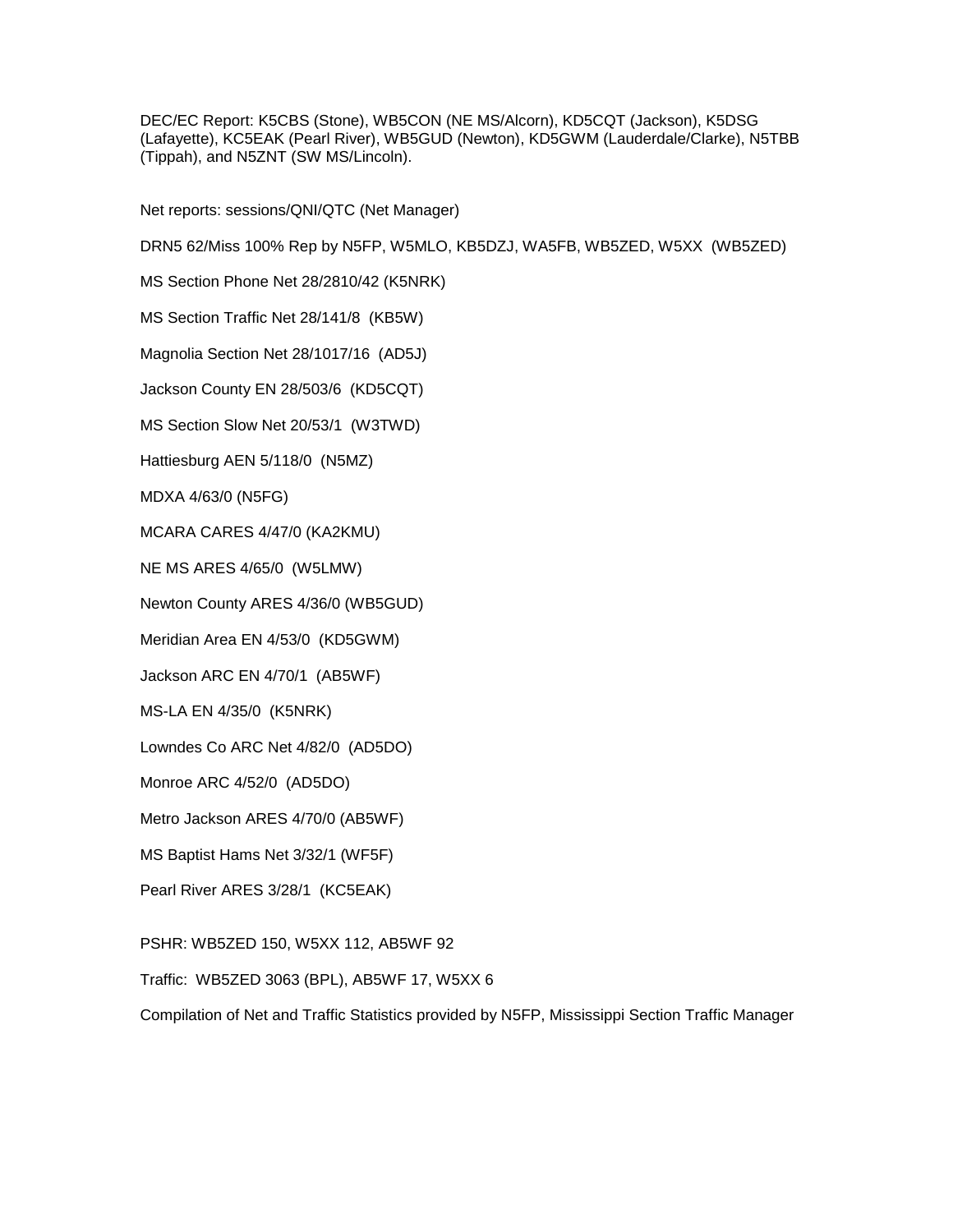DEC/EC Report: K5CBS (Stone), WB5CON (NE MS/Alcorn), KD5CQT (Jackson), K5DSG (Lafayette), KC5EAK (Pearl River), WB5GUD (Newton), KD5GWM (Lauderdale/Clarke), N5TBB (Tippah), and N5ZNT (SW MS/Lincoln).

Net reports: sessions/QNI/QTC (Net Manager)

DRN5 62/Miss 100% Rep by N5FP, W5MLO, KB5DZJ, WA5FB, WB5ZED, W5XX (WB5ZED)

MS Section Phone Net 28/2810/42 (K5NRK)

MS Section Traffic Net 28/141/8 (KB5W)

Magnolia Section Net 28/1017/16 (AD5J)

Jackson County EN 28/503/6 (KD5CQT)

MS Section Slow Net 20/53/1 (W3TWD)

Hattiesburg AEN 5/118/0 (N5MZ)

MDXA 4/63/0 (N5FG)

MCARA CARES 4/47/0 (KA2KMU)

NE MS ARES 4/65/0 (W5LMW)

Newton County ARES 4/36/0 (WB5GUD)

Meridian Area EN 4/53/0 (KD5GWM)

Jackson ARC EN 4/70/1 (AB5WF)

MS-LA EN 4/35/0 (K5NRK)

Lowndes Co ARC Net 4/82/0 (AD5DO)

Monroe ARC 4/52/0 (AD5DO)

Metro Jackson ARES 4/70/0 (AB5WF)

MS Baptist Hams Net 3/32/1 (WF5F)

Pearl River ARES 3/28/1 (KC5EAK)

PSHR: WB5ZED 150, W5XX 112, AB5WF 92

Traffic: WB5ZED 3063 (BPL), AB5WF 17, W5XX 6

Compilation of Net and Traffic Statistics provided by N5FP, Mississippi Section Traffic Manager